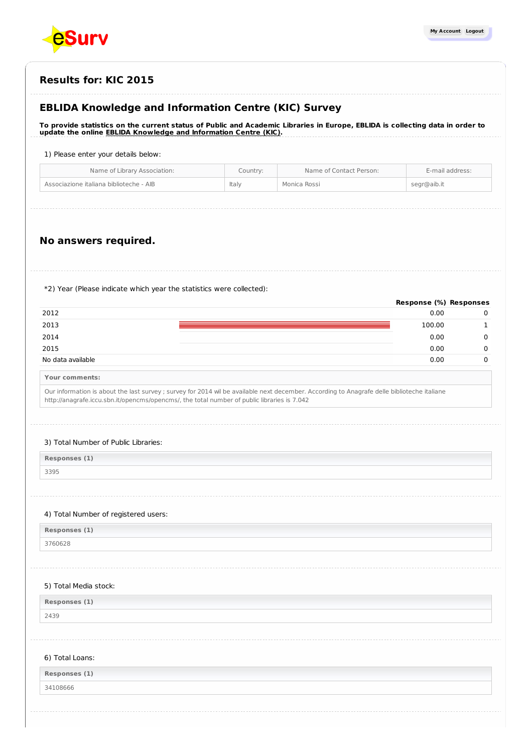# Results for: KIC 2015

## EBLIDA Knowledge and Information Centre (KIC) Survey

**To provide statistics on the current status of Public and Academic Libraries in Europe, EBLIDA is collecting data in order to update the online EBLIDA Knowledge and Information Centre (KIC).**

1) Please enter your details below:

| Name of Library Association: | Country: | Name of Contact Person: | E-mail address: |
|---|---|---|---|
| Associazione italiana biblioteche - AIB | Italy | Monica Rossi | segr@aib.it |

## No answers required.

*2) Year (Please indicate which year the statistics were collected):

| | Response (%) | Responses |
|---|---|---|
| 2012 | 0.00 | 0 |
| 2013 | 100.00 | 1 |
| 2014 | 0.00 | 0 |
| 2015 | 0.00 | 0 |
| No data available | 0.00 | 0 |

| Your comments: |
|---|
| Our information is about the last survey ; survey for 2014 wil be available next december. According to Anagrafe delle biblioteche italiane http://anagrafe.iccu.sbn.it/opencms/opencms/, the total number of public libraries is 7.042 |

3) Total Number of Public Libraries:

| Responses (1) |
|---|
| 3395 |

4) Total Number of registered users:

| Responses (1) |
|---|
| 3760628 |

5) Total Media stock:

| Responses (1) |
|---|
| 2439 |

6) Total Loans:

| Responses (1) |
|---|
| 34108666 |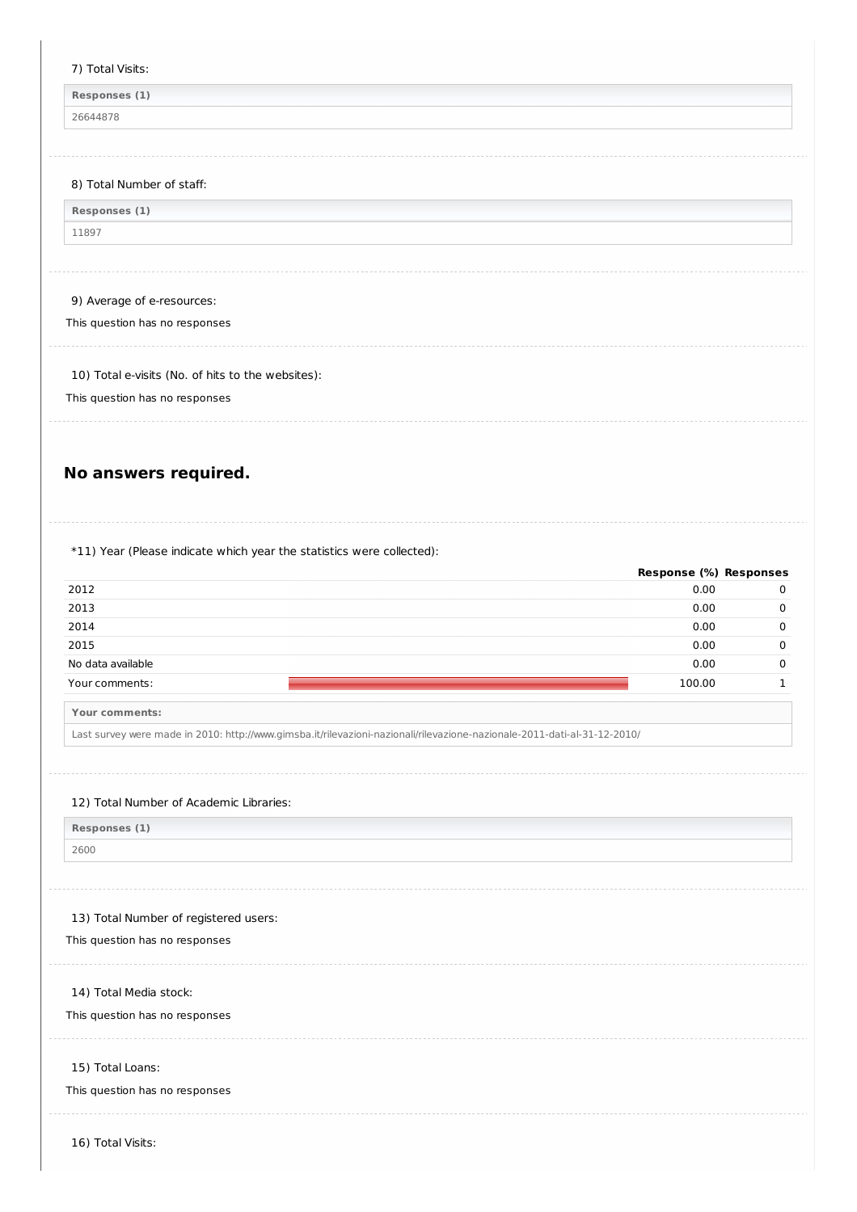7) Total Visits:

| Responses (1) |
| --- |
| 26644878 |

8) Total Number of staff:

| Responses (1) |
| --- |
| 11897 |

9) Average of e-resources:

This question has no responses

10) Total e-visits (No. of hits to the websites):

This question has no responses

## No answers required.

*11) Year (Please indicate which year the statistics were collected):

| | Response (%) | Responses |
| --- | --- | --- |
| 2012 | 0.00 | 0 |
| 2013 | 0.00 | 0 |
| 2014 | 0.00 | 0 |
| 2015 | 0.00 | 0 |
| No data available | 0.00 | 0 |
| Your comments: | 100.00 | 1 |

| Your comments: |
| --- |
| Last survey were made in 2010: http://www.gimsba.it/rilevazioni-nazionali/rilevazione-nazionale-2011-dati-al-31-12-2010/ |

12) Total Number of Academic Libraries:

| Responses (1) |
| --- |
| 2600 |

13) Total Number of registered users:

This question has no responses

14) Total Media stock:

This question has no responses

15) Total Loans:

This question has no responses

16) Total Visits: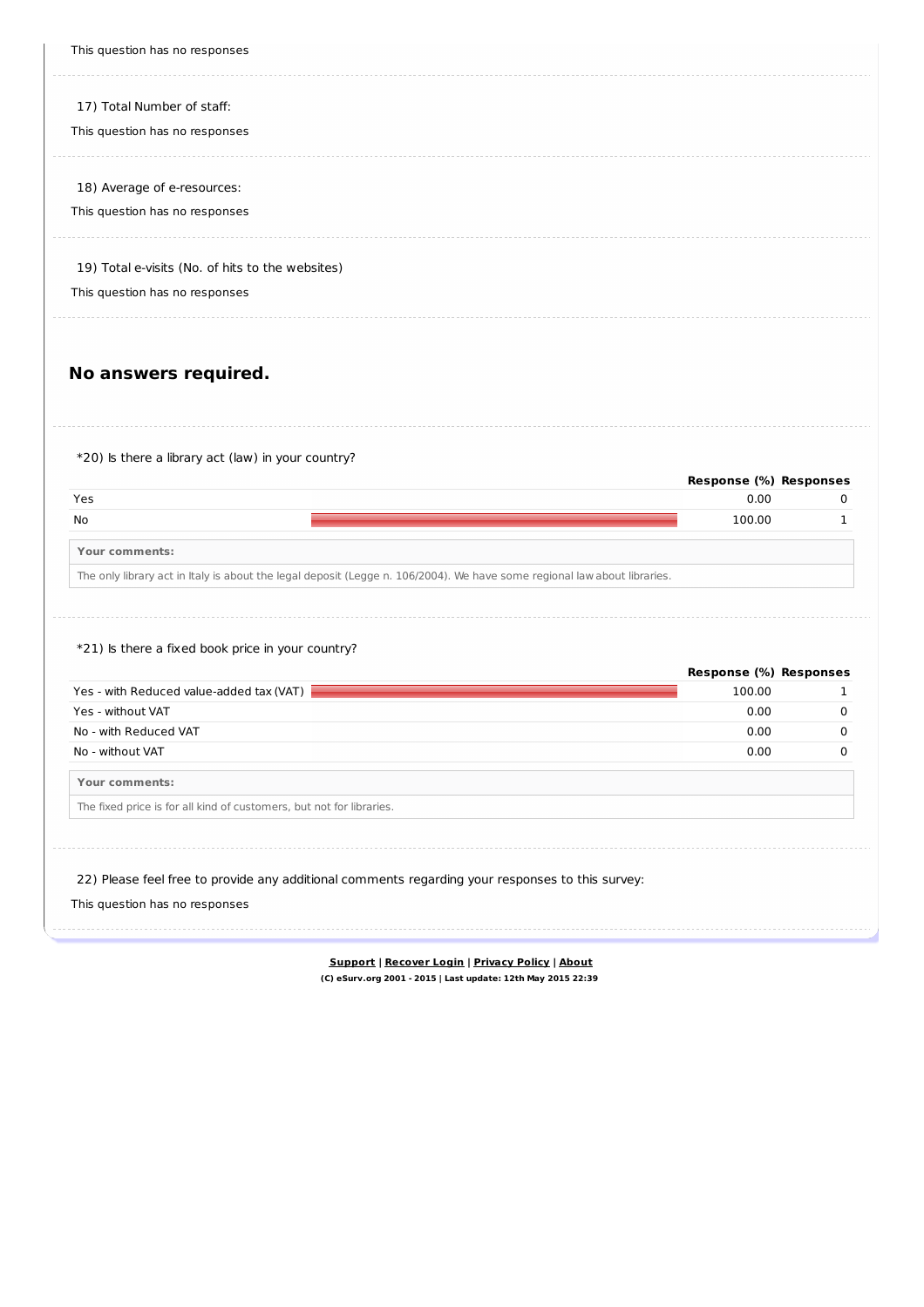This question has no responses

17) Total Number of staff:

This question has no responses

18) Average of e-resources:

This question has no responses

19) Total e-visits (No. of hits to the websites)

This question has no responses

## No answers required.

*20) Is there a library act (law) in your country?

| | Response (%) | Responses |
|---|---|---|
| Yes | 0.00 | 0 |
| No | 100.00 | 1 |

**Your comments:**

The only library act in Italy is about the legal deposit (Legge n. 106/2004). We have some regional law about libraries.

*21) Is there a fixed book price in your country?

| | Response (%) | Responses |
|---|---|---|
| Yes - with Reduced value-added tax (VAT) | 100.00 | 1 |
| Yes - without VAT | 0.00 | 0 |
| No - with Reduced VAT | 0.00 | 0 |
| No - without VAT | 0.00 | 0 |

**Your comments:**

The fixed price is for all kind of customers, but not for libraries.

22) Please feel free to provide any additional comments regarding your responses to this survey:

This question has no responses

**Support** | **Recover Login** | **Privacy Policy** | **About**

**(C) eSurv.org 2001 - 2015 | Last update: 12th May 2015 22:39**